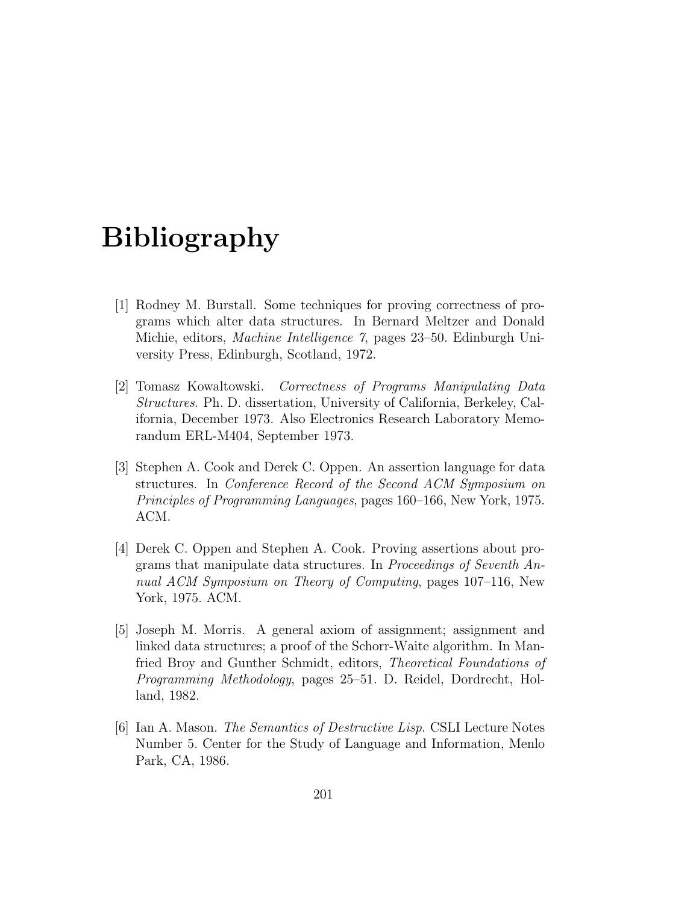# Bibliography

[1] Rodney M. Burstall. Some techniques for proving correctness of programs which alter data structures. In Bernard Meltzer and Donald Michie, editors, *Machine Intelligence 7*, pages 23–50. Edinburgh University Press, Edinburgh, Scotland, 1972.

[2] Tomasz Kowaltowski. *Correctness of Programs Manipulating Data Structures*. Ph. D. dissertation, University of California, Berkeley, California, December 1973. Also Electronics Research Laboratory Memorandum ERL-M404, September 1973.

[3] Stephen A. Cook and Derek C. Oppen. An assertion language for data structures. In *Conference Record of the Second ACM Symposium on Principles of Programming Languages*, pages 160–166, New York, 1975. ACM.

[4] Derek C. Oppen and Stephen A. Cook. Proving assertions about programs that manipulate data structures. In *Proceedings of Seventh Annual ACM Symposium on Theory of Computing*, pages 107–116, New York, 1975. ACM.

[5] Joseph M. Morris. A general axiom of assignment; assignment and linked data structures; a proof of the Schorr-Waite algorithm. In Manfried Broy and Gunther Schmidt, editors, *Theoretical Foundations of Programming Methodology*, pages 25–51. D. Reidel, Dordrecht, Holland, 1982.

[6] Ian A. Mason. *The Semantics of Destructive Lisp*. CSLI Lecture Notes Number 5. Center for the Study of Language and Information, Menlo Park, CA, 1986.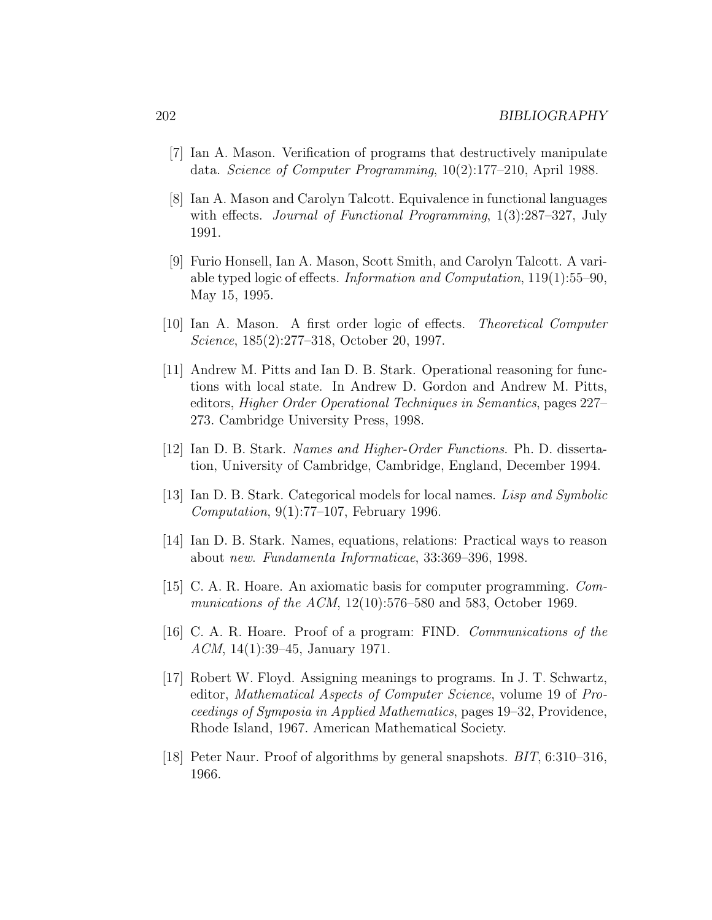[7] Ian A. Mason. Verification of programs that destructively manipulate data. *Science of Computer Programming*, 10(2):177–210, April 1988.

[8] Ian A. Mason and Carolyn Talcott. Equivalence in functional languages with effects. *Journal of Functional Programming*, 1(3):287–327, July 1991.

[9] Furio Honsell, Ian A. Mason, Scott Smith, and Carolyn Talcott. A variable typed logic of effects. *Information and Computation*, 119(1):55–90, May 15, 1995.

[10] Ian A. Mason. A first order logic of effects. *Theoretical Computer Science*, 185(2):277–318, October 20, 1997.

[11] Andrew M. Pitts and Ian D. B. Stark. Operational reasoning for functions with local state. In Andrew D. Gordon and Andrew M. Pitts, editors, *Higher Order Operational Techniques in Semantics*, pages 227–273. Cambridge University Press, 1998.

[12] Ian D. B. Stark. *Names and Higher-Order Functions*. Ph. D. dissertation, University of Cambridge, Cambridge, England, December 1994.

[13] Ian D. B. Stark. Categorical models for local names. *Lisp and Symbolic Computation*, 9(1):77–107, February 1996.

[14] Ian D. B. Stark. Names, equations, relations: Practical ways to reason about *new*. *Fundamenta Informaticae*, 33:369–396, 1998.

[15] C. A. R. Hoare. An axiomatic basis for computer programming. *Communications of the ACM*, 12(10):576–580 and 583, October 1969.

[16] C. A. R. Hoare. Proof of a program: FIND. *Communications of the ACM*, 14(1):39–45, January 1971.

[17] Robert W. Floyd. Assigning meanings to programs. In J. T. Schwartz, editor, *Mathematical Aspects of Computer Science*, volume 19 of *Proceedings of Symposia in Applied Mathematics*, pages 19–32, Providence, Rhode Island, 1967. American Mathematical Society.

[18] Peter Naur. Proof of algorithms by general snapshots. *BIT*, 6:310–316, 1966.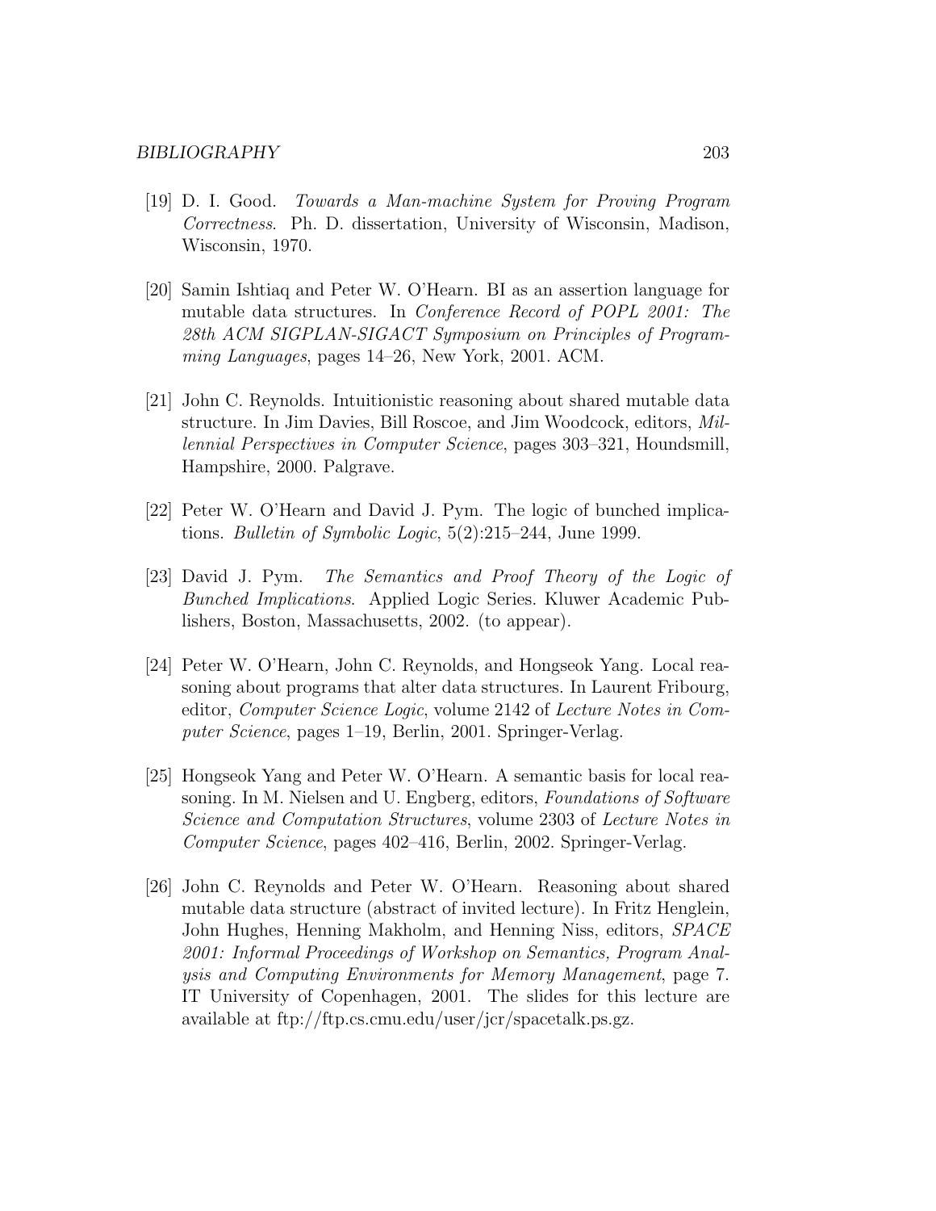[19] D. I. Good. *Towards a Man-machine System for Proving Program Correctness*. Ph. D. dissertation, University of Wisconsin, Madison, Wisconsin, 1970.

[20] Samin Ishtiaq and Peter W. O'Hearn. BI as an assertion language for mutable data structures. In *Conference Record of POPL 2001: The 28th ACM SIGPLAN-SIGACT Symposium on Principles of Programming Languages*, pages 14–26, New York, 2001. ACM.

[21] John C. Reynolds. Intuitionistic reasoning about shared mutable data structure. In Jim Davies, Bill Roscoe, and Jim Woodcock, editors, *Millennial Perspectives in Computer Science*, pages 303–321, Houndsmill, Hampshire, 2000. Palgrave.

[22] Peter W. O'Hearn and David J. Pym. The logic of bunched implications. *Bulletin of Symbolic Logic*, 5(2):215–244, June 1999.

[23] David J. Pym. *The Semantics and Proof Theory of the Logic of Bunched Implications*. Applied Logic Series. Kluwer Academic Publishers, Boston, Massachusetts, 2002. (to appear).

[24] Peter W. O'Hearn, John C. Reynolds, and Hongseok Yang. Local reasoning about programs that alter data structures. In Laurent Fribourg, editor, *Computer Science Logic*, volume 2142 of *Lecture Notes in Computer Science*, pages 1–19, Berlin, 2001. Springer-Verlag.

[25] Hongseok Yang and Peter W. O'Hearn. A semantic basis for local reasoning. In M. Nielsen and U. Engberg, editors, *Foundations of Software Science and Computation Structures*, volume 2303 of *Lecture Notes in Computer Science*, pages 402–416, Berlin, 2002. Springer-Verlag.

[26] John C. Reynolds and Peter W. O'Hearn. Reasoning about shared mutable data structure (abstract of invited lecture). In Fritz Henglein, John Hughes, Henning Makholm, and Henning Niss, editors, *SPACE 2001: Informal Proceedings of Workshop on Semantics, Program Analysis and Computing Environments for Memory Management*, page 7. IT University of Copenhagen, 2001. The slides for this lecture are available at ftp://ftp.cs.cmu.edu/user/jcr/spacetalk.ps.gz.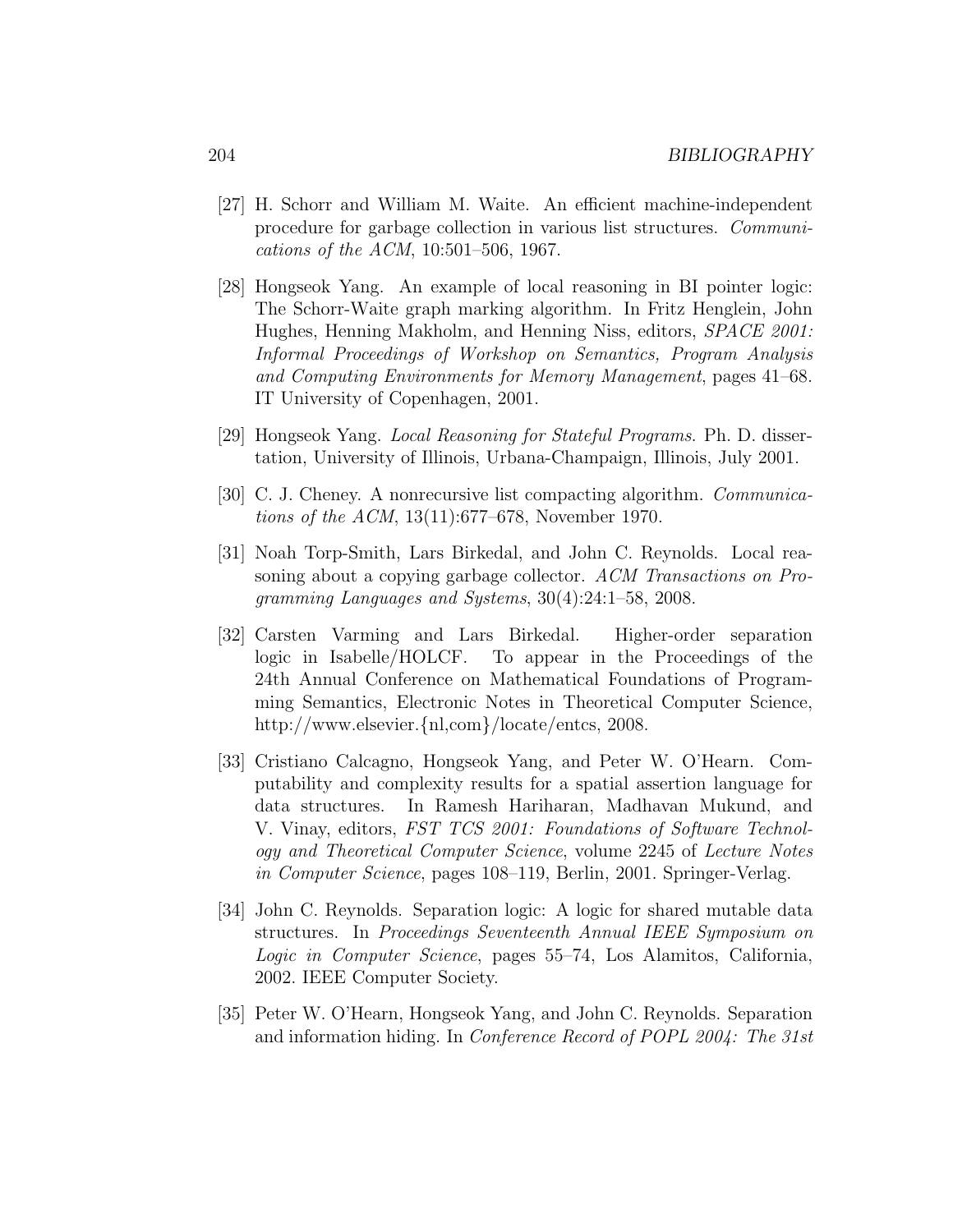[27] H. Schorr and William M. Waite. An efficient machine-independent procedure for garbage collection in various list structures. *Communications of the ACM*, 10:501–506, 1967.

[28] Hongseok Yang. An example of local reasoning in BI pointer logic: The Schorr-Waite graph marking algorithm. In Fritz Henglein, John Hughes, Henning Makholm, and Henning Niss, editors, *SPACE 2001: Informal Proceedings of Workshop on Semantics, Program Analysis and Computing Environments for Memory Management*, pages 41–68. IT University of Copenhagen, 2001.

[29] Hongseok Yang. *Local Reasoning for Stateful Programs*. Ph. D. dissertation, University of Illinois, Urbana-Champaign, Illinois, July 2001.

[30] C. J. Cheney. A nonrecursive list compacting algorithm. *Communications of the ACM*, 13(11):677–678, November 1970.

[31] Noah Torp-Smith, Lars Birkedal, and John C. Reynolds. Local reasoning about a copying garbage collector. *ACM Transactions on Programming Languages and Systems*, 30(4):24:1–58, 2008.

[32] Carsten Varming and Lars Birkedal. Higher-order separation logic in Isabelle/HOLCF. To appear in the Proceedings of the 24th Annual Conference on Mathematical Foundations of Programming Semantics, Electronic Notes in Theoretical Computer Science, http://www.elsevier.{nl,com}/locate/entcs, 2008.

[33] Cristiano Calcagno, Hongseok Yang, and Peter W. O'Hearn. Computability and complexity results for a spatial assertion language for data structures. In Ramesh Hariharan, Madhavan Mukund, and V. Vinay, editors, *FST TCS 2001: Foundations of Software Technology and Theoretical Computer Science*, volume 2245 of *Lecture Notes in Computer Science*, pages 108–119, Berlin, 2001. Springer-Verlag.

[34] John C. Reynolds. Separation logic: A logic for shared mutable data structures. In *Proceedings Seventeenth Annual IEEE Symposium on Logic in Computer Science*, pages 55–74, Los Alamitos, California, 2002. IEEE Computer Society.

[35] Peter W. O'Hearn, Hongseok Yang, and John C. Reynolds. Separation and information hiding. In *Conference Record of POPL 2004: The 31st*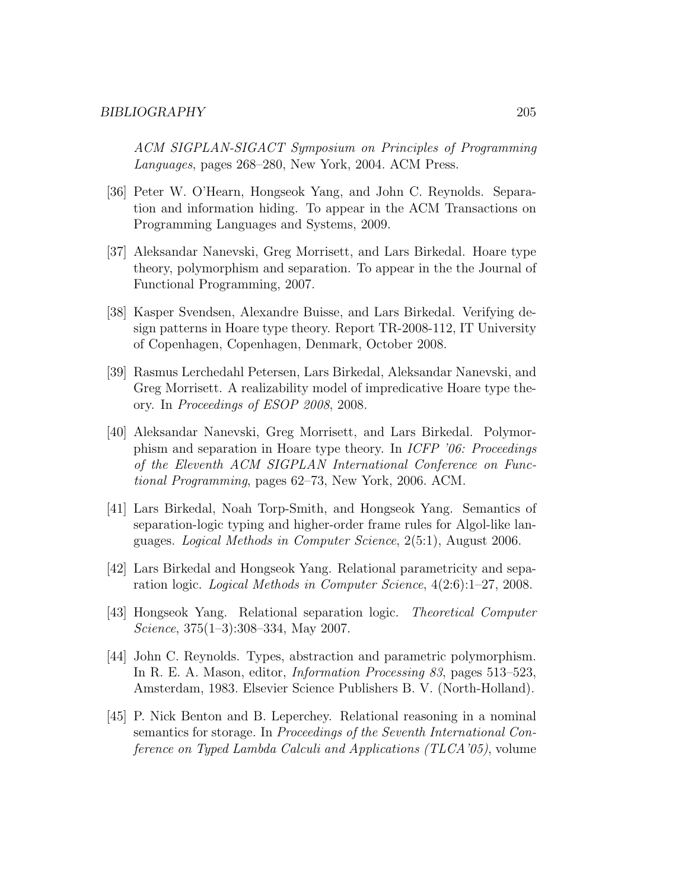*ACM SIGPLAN-SIGACT Symposium on Principles of Programming Languages*, pages 268–280, New York, 2004. ACM Press.

[36] Peter W. O'Hearn, Hongseok Yang, and John C. Reynolds. Separation and information hiding. To appear in the ACM Transactions on Programming Languages and Systems, 2009.

[37] Aleksandar Nanevski, Greg Morrisett, and Lars Birkedal. Hoare type theory, polymorphism and separation. To appear in the the Journal of Functional Programming, 2007.

[38] Kasper Svendsen, Alexandre Buisse, and Lars Birkedal. Verifying design patterns in Hoare type theory. Report TR-2008-112, IT University of Copenhagen, Copenhagen, Denmark, October 2008.

[39] Rasmus Lerchedahl Petersen, Lars Birkedal, Aleksandar Nanevski, and Greg Morrisett. A realizability model of impredicative Hoare type theory. In *Proceedings of ESOP 2008*, 2008.

[40] Aleksandar Nanevski, Greg Morrisett, and Lars Birkedal. Polymorphism and separation in Hoare type theory. In *ICFP '06: Proceedings of the Eleventh ACM SIGPLAN International Conference on Functional Programming*, pages 62–73, New York, 2006. ACM.

[41] Lars Birkedal, Noah Torp-Smith, and Hongseok Yang. Semantics of separation-logic typing and higher-order frame rules for Algol-like languages. *Logical Methods in Computer Science*, 2(5:1), August 2006.

[42] Lars Birkedal and Hongseok Yang. Relational parametricity and separation logic. *Logical Methods in Computer Science*, 4(2:6):1–27, 2008.

[43] Hongseok Yang. Relational separation logic. *Theoretical Computer Science*, 375(1–3):308–334, May 2007.

[44] John C. Reynolds. Types, abstraction and parametric polymorphism. In R. E. A. Mason, editor, *Information Processing 83*, pages 513–523, Amsterdam, 1983. Elsevier Science Publishers B. V. (North-Holland).

[45] P. Nick Benton and B. Leperchey. Relational reasoning in a nominal semantics for storage. In *Proceedings of the Seventh International Conference on Typed Lambda Calculi and Applications (TLCA'05)*, volume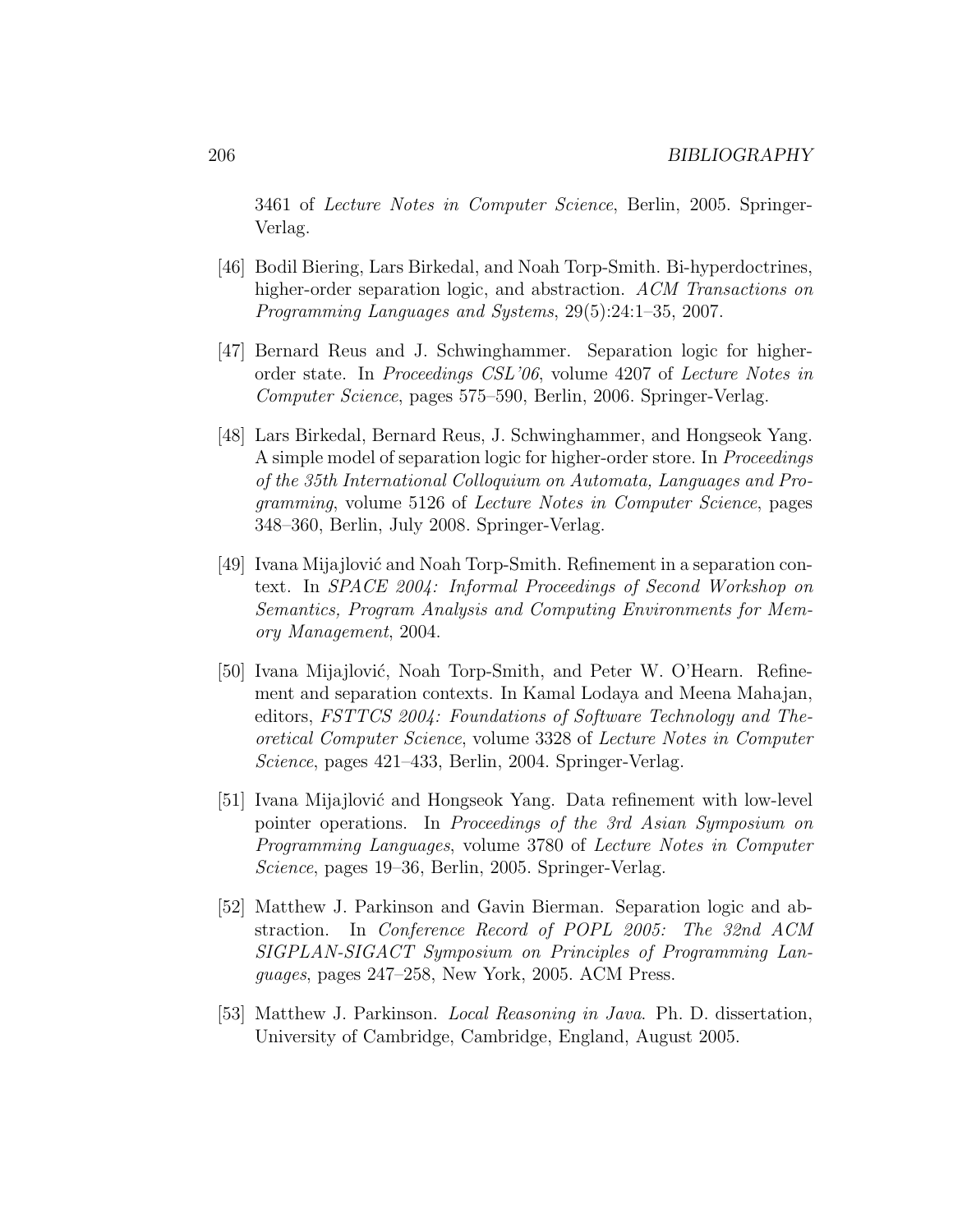3461 of *Lecture Notes in Computer Science*, Berlin, 2005. Springer-Verlag.

[46] Bodil Biering, Lars Birkedal, and Noah Torp-Smith. Bi-hyperdoctrines, higher-order separation logic, and abstraction. *ACM Transactions on Programming Languages and Systems*, 29(5):24:1–35, 2007.

[47] Bernard Reus and J. Schwinghammer. Separation logic for higher-order state. In *Proceedings CSL'06*, volume 4207 of *Lecture Notes in Computer Science*, pages 575–590, Berlin, 2006. Springer-Verlag.

[48] Lars Birkedal, Bernard Reus, J. Schwinghammer, and Hongseok Yang. A simple model of separation logic for higher-order store. In *Proceedings of the 35th International Colloquium on Automata, Languages and Programming*, volume 5126 of *Lecture Notes in Computer Science*, pages 348–360, Berlin, July 2008. Springer-Verlag.

[49] Ivana Mijajlović and Noah Torp-Smith. Refinement in a separation context. In *SPACE 2004: Informal Proceedings of Second Workshop on Semantics, Program Analysis and Computing Environments for Memory Management*, 2004.

[50] Ivana Mijajlović, Noah Torp-Smith, and Peter W. O'Hearn. Refinement and separation contexts. In Kamal Lodaya and Meena Mahajan, editors, *FSTTCS 2004: Foundations of Software Technology and Theoretical Computer Science*, volume 3328 of *Lecture Notes in Computer Science*, pages 421–433, Berlin, 2004. Springer-Verlag.

[51] Ivana Mijajlović and Hongseok Yang. Data refinement with low-level pointer operations. In *Proceedings of the 3rd Asian Symposium on Programming Languages*, volume 3780 of *Lecture Notes in Computer Science*, pages 19–36, Berlin, 2005. Springer-Verlag.

[52] Matthew J. Parkinson and Gavin Bierman. Separation logic and abstraction. In *Conference Record of POPL 2005: The 32nd ACM SIGPLAN-SIGACT Symposium on Principles of Programming Languages*, pages 247–258, New York, 2005. ACM Press.

[53] Matthew J. Parkinson. *Local Reasoning in Java*. Ph. D. dissertation, University of Cambridge, Cambridge, England, August 2005.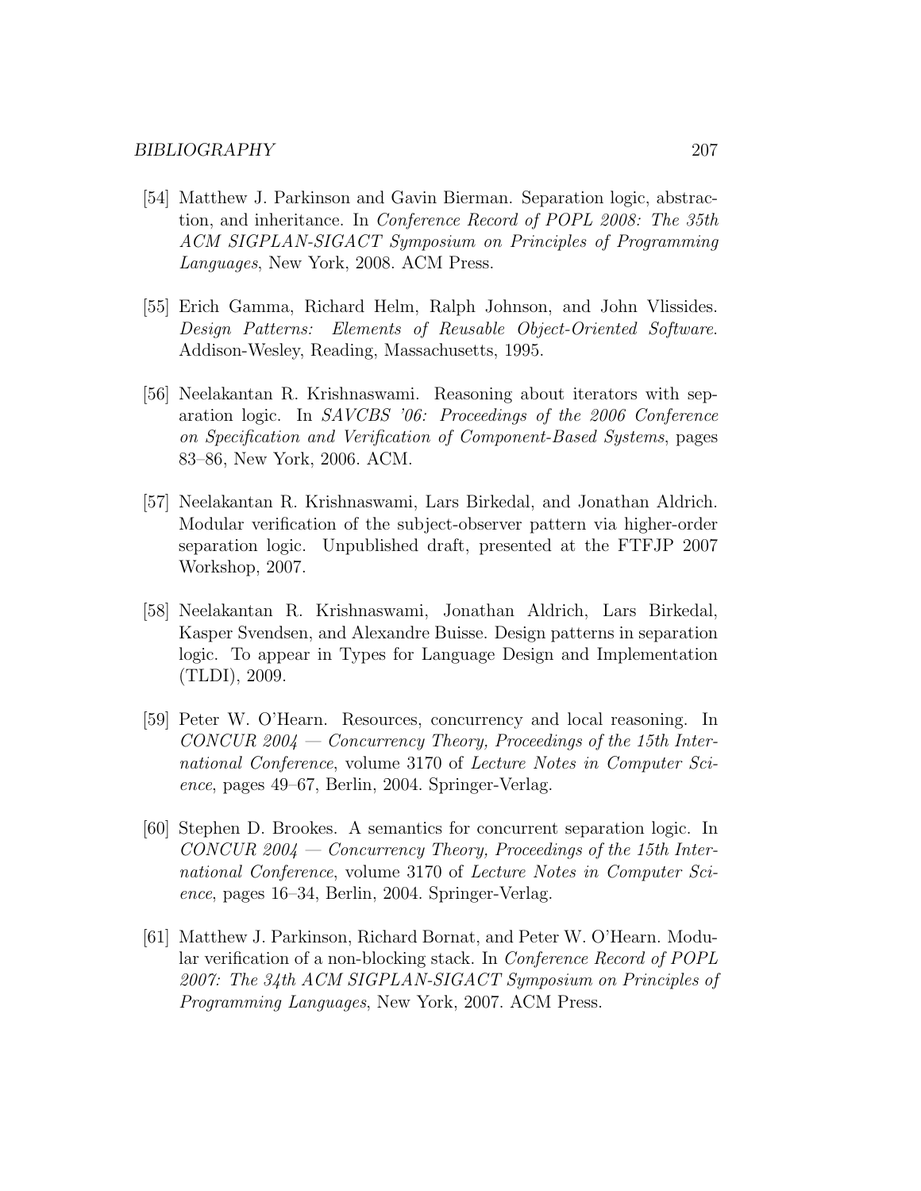[54] Matthew J. Parkinson and Gavin Bierman. Separation logic, abstraction, and inheritance. In *Conference Record of POPL 2008: The 35th ACM SIGPLAN-SIGACT Symposium on Principles of Programming Languages*, New York, 2008. ACM Press.

[55] Erich Gamma, Richard Helm, Ralph Johnson, and John Vlissides. *Design Patterns: Elements of Reusable Object-Oriented Software*. Addison-Wesley, Reading, Massachusetts, 1995.

[56] Neelakantan R. Krishnaswami. Reasoning about iterators with separation logic. In *SAVCBS '06: Proceedings of the 2006 Conference on Specification and Verification of Component-Based Systems*, pages 83–86, New York, 2006. ACM.

[57] Neelakantan R. Krishnaswami, Lars Birkedal, and Jonathan Aldrich. Modular verification of the subject-observer pattern via higher-order separation logic. Unpublished draft, presented at the FTFJP 2007 Workshop, 2007.

[58] Neelakantan R. Krishnaswami, Jonathan Aldrich, Lars Birkedal, Kasper Svendsen, and Alexandre Buisse. Design patterns in separation logic. To appear in Types for Language Design and Implementation (TLDI), 2009.

[59] Peter W. O'Hearn. Resources, concurrency and local reasoning. In *CONCUR 2004 — Concurrency Theory, Proceedings of the 15th International Conference*, volume 3170 of *Lecture Notes in Computer Science*, pages 49–67, Berlin, 2004. Springer-Verlag.

[60] Stephen D. Brookes. A semantics for concurrent separation logic. In *CONCUR 2004 — Concurrency Theory, Proceedings of the 15th International Conference*, volume 3170 of *Lecture Notes in Computer Science*, pages 16–34, Berlin, 2004. Springer-Verlag.

[61] Matthew J. Parkinson, Richard Bornat, and Peter W. O'Hearn. Modular verification of a non-blocking stack. In *Conference Record of POPL 2007: The 34th ACM SIGPLAN-SIGACT Symposium on Principles of Programming Languages*, New York, 2007. ACM Press.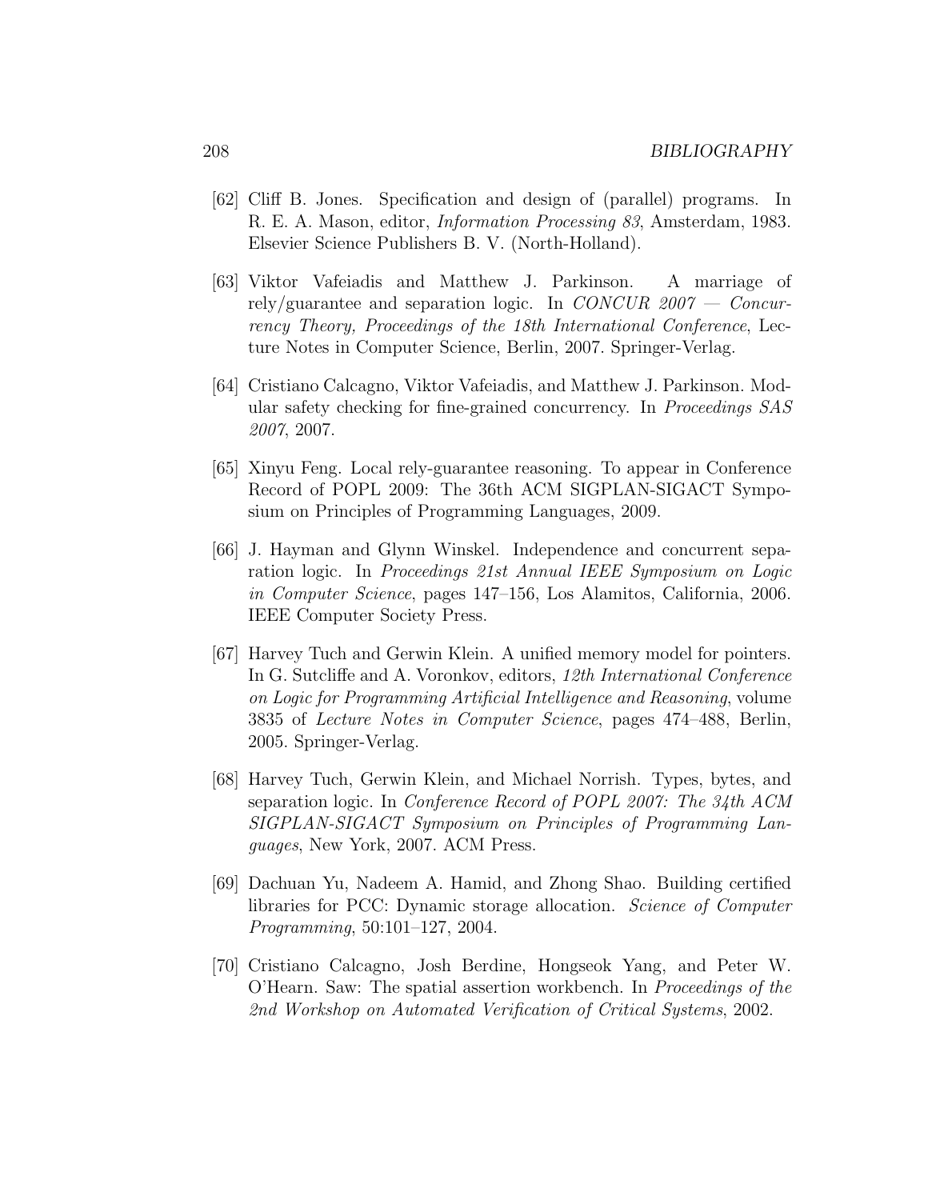[62] Cliff B. Jones. Specification and design of (parallel) programs. In R. E. A. Mason, editor, *Information Processing 83*, Amsterdam, 1983. Elsevier Science Publishers B. V. (North-Holland).

[63] Viktor Vafeiadis and Matthew J. Parkinson. A marriage of rely/guarantee and separation logic. In *CONCUR 2007 — Concurrency Theory, Proceedings of the 18th International Conference*, Lecture Notes in Computer Science, Berlin, 2007. Springer-Verlag.

[64] Cristiano Calcagno, Viktor Vafeiadis, and Matthew J. Parkinson. Modular safety checking for fine-grained concurrency. In *Proceedings SAS 2007*, 2007.

[65] Xinyu Feng. Local rely-guarantee reasoning. To appear in Conference Record of POPL 2009: The 36th ACM SIGPLAN-SIGACT Symposium on Principles of Programming Languages, 2009.

[66] J. Hayman and Glynn Winskel. Independence and concurrent separation logic. In *Proceedings 21st Annual IEEE Symposium on Logic in Computer Science*, pages 147–156, Los Alamitos, California, 2006. IEEE Computer Society Press.

[67] Harvey Tuch and Gerwin Klein. A unified memory model for pointers. In G. Sutcliffe and A. Voronkov, editors, *12th International Conference on Logic for Programming Artificial Intelligence and Reasoning*, volume 3835 of *Lecture Notes in Computer Science*, pages 474–488, Berlin, 2005. Springer-Verlag.

[68] Harvey Tuch, Gerwin Klein, and Michael Norrish. Types, bytes, and separation logic. In *Conference Record of POPL 2007: The 34th ACM SIGPLAN-SIGACT Symposium on Principles of Programming Languages*, New York, 2007. ACM Press.

[69] Dachuan Yu, Nadeem A. Hamid, and Zhong Shao. Building certified libraries for PCC: Dynamic storage allocation. *Science of Computer Programming*, 50:101–127, 2004.

[70] Cristiano Calcagno, Josh Berdine, Hongseok Yang, and Peter W. O'Hearn. Saw: The spatial assertion workbench. In *Proceedings of the 2nd Workshop on Automated Verification of Critical Systems*, 2002.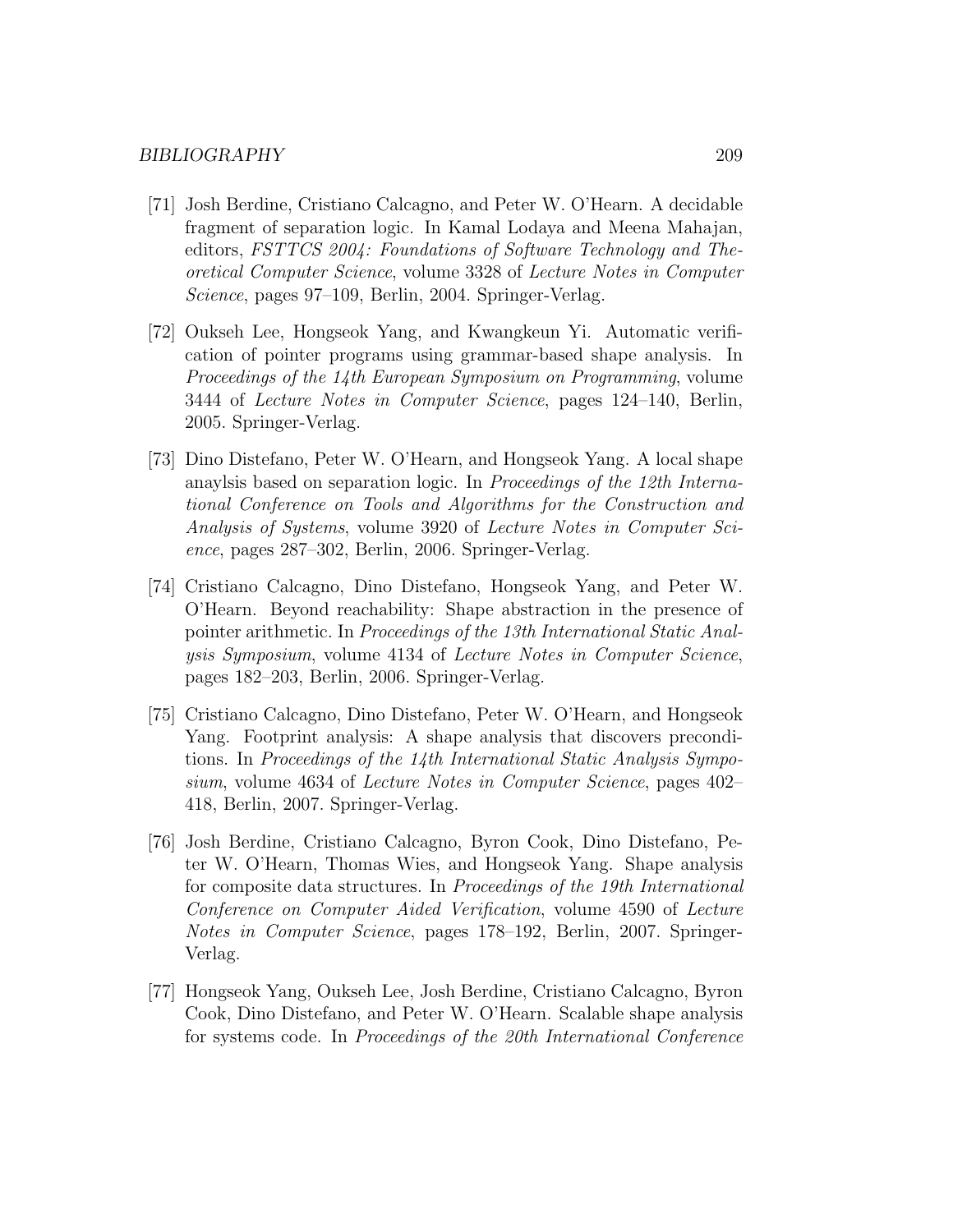[71] Josh Berdine, Cristiano Calcagno, and Peter W. O'Hearn. A decidable fragment of separation logic. In Kamal Lodaya and Meena Mahajan, editors, *FSTTCS 2004: Foundations of Software Technology and Theoretical Computer Science*, volume 3328 of *Lecture Notes in Computer Science*, pages 97–109, Berlin, 2004. Springer-Verlag.

[72] Oukseh Lee, Hongseok Yang, and Kwangkeun Yi. Automatic verification of pointer programs using grammar-based shape analysis. In *Proceedings of the 14th European Symposium on Programming*, volume 3444 of *Lecture Notes in Computer Science*, pages 124–140, Berlin, 2005. Springer-Verlag.

[73] Dino Distefano, Peter W. O'Hearn, and Hongseok Yang. A local shape anaylsis based on separation logic. In *Proceedings of the 12th International Conference on Tools and Algorithms for the Construction and Analysis of Systems*, volume 3920 of *Lecture Notes in Computer Science*, pages 287–302, Berlin, 2006. Springer-Verlag.

[74] Cristiano Calcagno, Dino Distefano, Hongseok Yang, and Peter W. O'Hearn. Beyond reachability: Shape abstraction in the presence of pointer arithmetic. In *Proceedings of the 13th International Static Analysis Symposium*, volume 4134 of *Lecture Notes in Computer Science*, pages 182–203, Berlin, 2006. Springer-Verlag.

[75] Cristiano Calcagno, Dino Distefano, Peter W. O'Hearn, and Hongseok Yang. Footprint analysis: A shape analysis that discovers preconditions. In *Proceedings of the 14th International Static Analysis Symposium*, volume 4634 of *Lecture Notes in Computer Science*, pages 402–418, Berlin, 2007. Springer-Verlag.

[76] Josh Berdine, Cristiano Calcagno, Byron Cook, Dino Distefano, Peter W. O'Hearn, Thomas Wies, and Hongseok Yang. Shape analysis for composite data structures. In *Proceedings of the 19th International Conference on Computer Aided Verification*, volume 4590 of *Lecture Notes in Computer Science*, pages 178–192, Berlin, 2007. Springer-Verlag.

[77] Hongseok Yang, Oukseh Lee, Josh Berdine, Cristiano Calcagno, Byron Cook, Dino Distefano, and Peter W. O'Hearn. Scalable shape analysis for systems code. In *Proceedings of the 20th International Conference*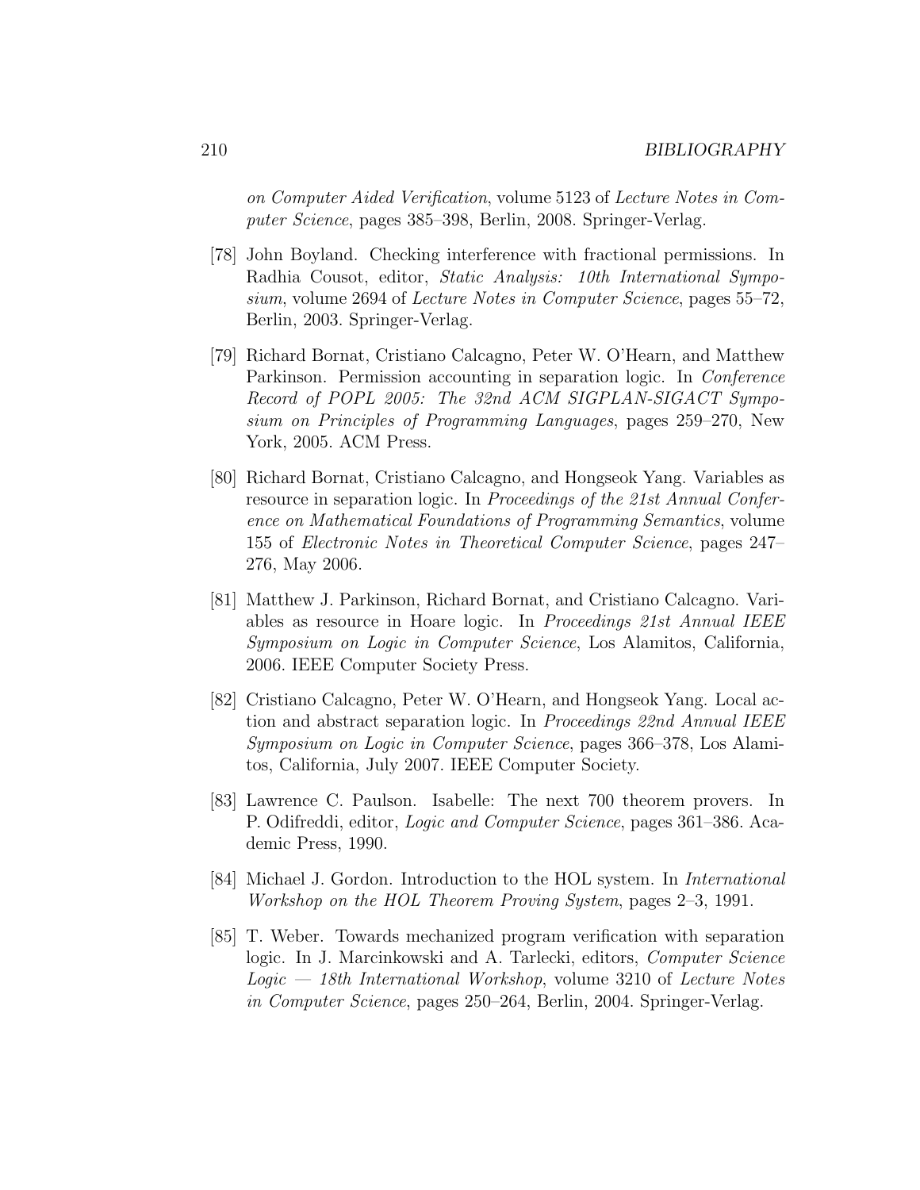*on Computer Aided Verification*, volume 5123 of *Lecture Notes in Computer Science*, pages 385–398, Berlin, 2008. Springer-Verlag.

[78] John Boyland. Checking interference with fractional permissions. In Radhia Cousot, editor, *Static Analysis: 10th International Symposium*, volume 2694 of *Lecture Notes in Computer Science*, pages 55–72, Berlin, 2003. Springer-Verlag.

[79] Richard Bornat, Cristiano Calcagno, Peter W. O'Hearn, and Matthew Parkinson. Permission accounting in separation logic. In *Conference Record of POPL 2005: The 32nd ACM SIGPLAN-SIGACT Symposium on Principles of Programming Languages*, pages 259–270, New York, 2005. ACM Press.

[80] Richard Bornat, Cristiano Calcagno, and Hongseok Yang. Variables as resource in separation logic. In *Proceedings of the 21st Annual Conference on Mathematical Foundations of Programming Semantics*, volume 155 of *Electronic Notes in Theoretical Computer Science*, pages 247–276, May 2006.

[81] Matthew J. Parkinson, Richard Bornat, and Cristiano Calcagno. Variables as resource in Hoare logic. In *Proceedings 21st Annual IEEE Symposium on Logic in Computer Science*, Los Alamitos, California, 2006. IEEE Computer Society Press.

[82] Cristiano Calcagno, Peter W. O'Hearn, and Hongseok Yang. Local action and abstract separation logic. In *Proceedings 22nd Annual IEEE Symposium on Logic in Computer Science*, pages 366–378, Los Alamitos, California, July 2007. IEEE Computer Society.

[83] Lawrence C. Paulson. Isabelle: The next 700 theorem provers. In P. Odifreddi, editor, *Logic and Computer Science*, pages 361–386. Academic Press, 1990.

[84] Michael J. Gordon. Introduction to the HOL system. In *International Workshop on the HOL Theorem Proving System*, pages 2–3, 1991.

[85] T. Weber. Towards mechanized program verification with separation logic. In J. Marcinkowski and A. Tarlecki, editors, *Computer Science Logic — 18th International Workshop*, volume 3210 of *Lecture Notes in Computer Science*, pages 250–264, Berlin, 2004. Springer-Verlag.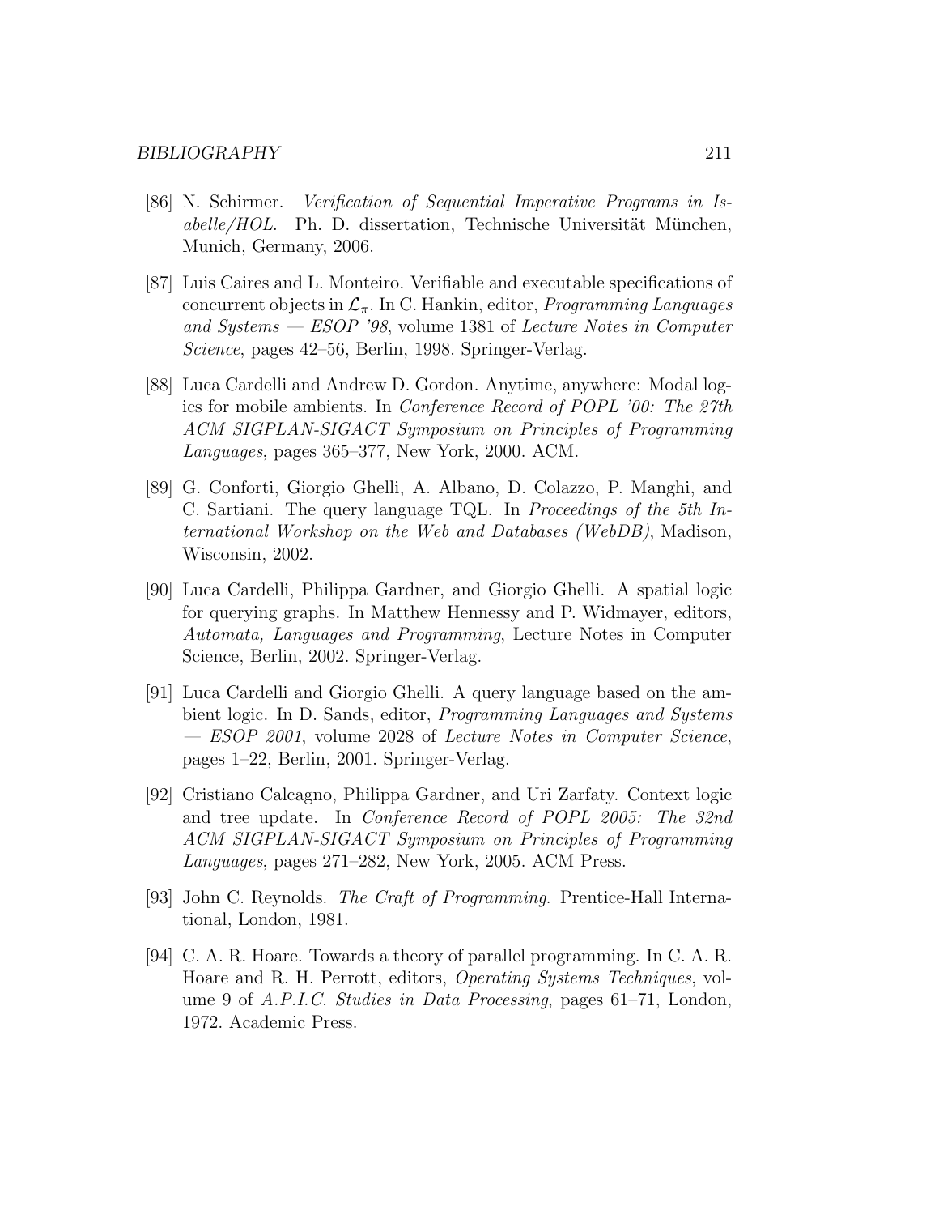[86] N. Schirmer. *Verification of Sequential Imperative Programs in Isabelle/HOL*. Ph. D. dissertation, Technische Universität München, Munich, Germany, 2006.

[87] Luis Caires and L. Monteiro. Verifiable and executable specifications of concurrent objects in $\mathcal{L}_\pi$. In C. Hankin, editor, *Programming Languages and Systems — ESOP '98*, volume 1381 of *Lecture Notes in Computer Science*, pages 42–56, Berlin, 1998. Springer-Verlag.

[88] Luca Cardelli and Andrew D. Gordon. Anytime, anywhere: Modal logics for mobile ambients. In *Conference Record of POPL '00: The 27th ACM SIGPLAN-SIGACT Symposium on Principles of Programming Languages*, pages 365–377, New York, 2000. ACM.

[89] G. Conforti, Giorgio Ghelli, A. Albano, D. Colazzo, P. Manghi, and C. Sartiani. The query language TQL. In *Proceedings of the 5th International Workshop on the Web and Databases (WebDB)*, Madison, Wisconsin, 2002.

[90] Luca Cardelli, Philippa Gardner, and Giorgio Ghelli. A spatial logic for querying graphs. In Matthew Hennessy and P. Widmayer, editors, *Automata, Languages and Programming*, Lecture Notes in Computer Science, Berlin, 2002. Springer-Verlag.

[91] Luca Cardelli and Giorgio Ghelli. A query language based on the ambient logic. In D. Sands, editor, *Programming Languages and Systems — ESOP 2001*, volume 2028 of *Lecture Notes in Computer Science*, pages 1–22, Berlin, 2001. Springer-Verlag.

[92] Cristiano Calcagno, Philippa Gardner, and Uri Zarfaty. Context logic and tree update. In *Conference Record of POPL 2005: The 32nd ACM SIGPLAN-SIGACT Symposium on Principles of Programming Languages*, pages 271–282, New York, 2005. ACM Press.

[93] John C. Reynolds. *The Craft of Programming*. Prentice-Hall International, London, 1981.

[94] C. A. R. Hoare. Towards a theory of parallel programming. In C. A. R. Hoare and R. H. Perrott, editors, *Operating Systems Techniques*, volume 9 of *A.P.I.C. Studies in Data Processing*, pages 61–71, London, 1972. Academic Press.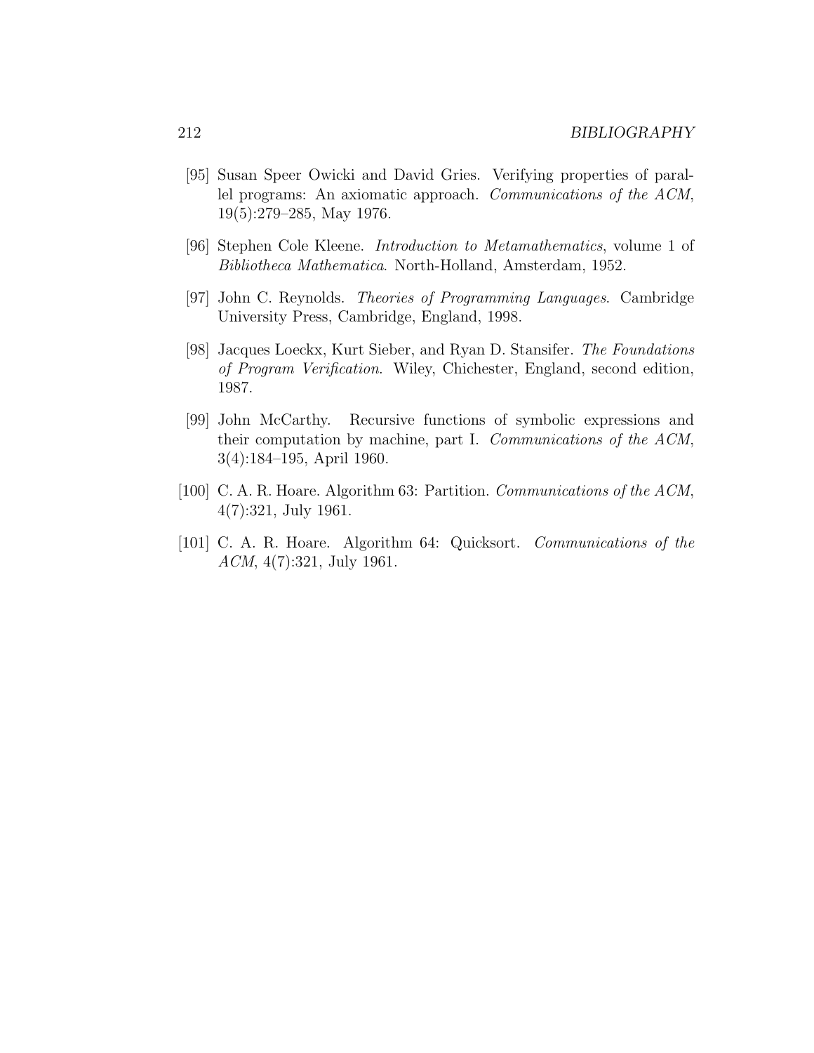[95] Susan Speer Owicki and David Gries. Verifying properties of parallel programs: An axiomatic approach. *Communications of the ACM*, 19(5):279–285, May 1976.

[96] Stephen Cole Kleene. *Introduction to Metamathematics*, volume 1 of *Bibliotheca Mathematica*. North-Holland, Amsterdam, 1952.

[97] John C. Reynolds. *Theories of Programming Languages*. Cambridge University Press, Cambridge, England, 1998.

[98] Jacques Loeckx, Kurt Sieber, and Ryan D. Stansifer. *The Foundations of Program Verification*. Wiley, Chichester, England, second edition, 1987.

[99] John McCarthy. Recursive functions of symbolic expressions and their computation by machine, part I. *Communications of the ACM*, 3(4):184–195, April 1960.

[100] C. A. R. Hoare. Algorithm 63: Partition. *Communications of the ACM*, 4(7):321, July 1961.

[101] C. A. R. Hoare. Algorithm 64: Quicksort. *Communications of the ACM*, 4(7):321, July 1961.